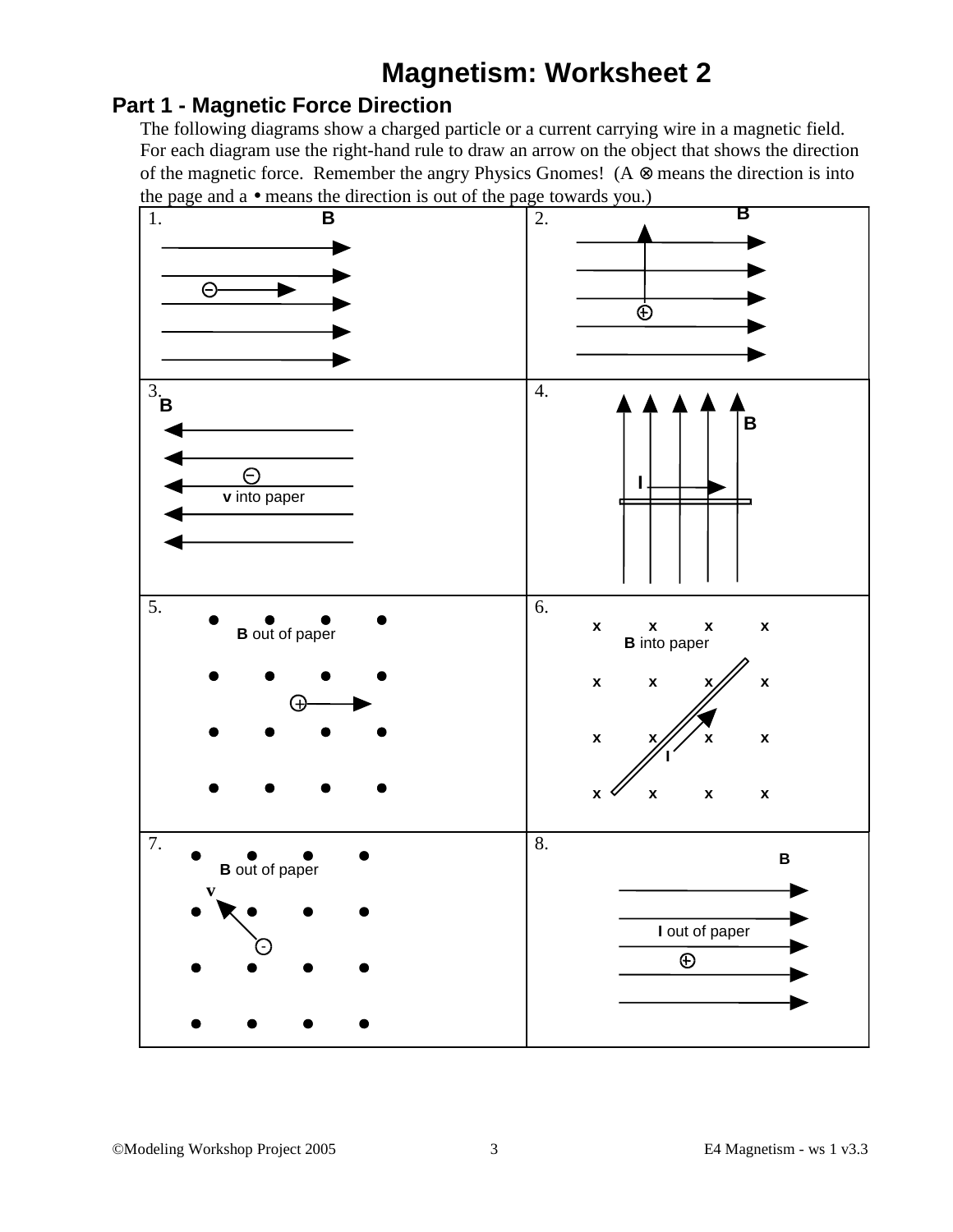# Magnetism: Worksheet 2

## Part 1 - Magnetic Force Direction

The following diagrams show a charged particle or a current carrying wire in a magnetic field. For each diagram use the right-hand rule to draw an arrow on the object that shows the direction of the magnetic force. Remember the angry Physics Gnomes! (A ⊗ means the direction is into the page and a • means the direction is out of the page towards you.)

| | |
|---|---|
| 1. **B** | 2. **B** |
| 3. **B**, **v** into paper | 4. **B**, **I** |
| 5. **B** out of paper | 6. **B** into paper, **I** |
| 7. **B** out of paper, **v** | 8. **B**, **I** out of paper |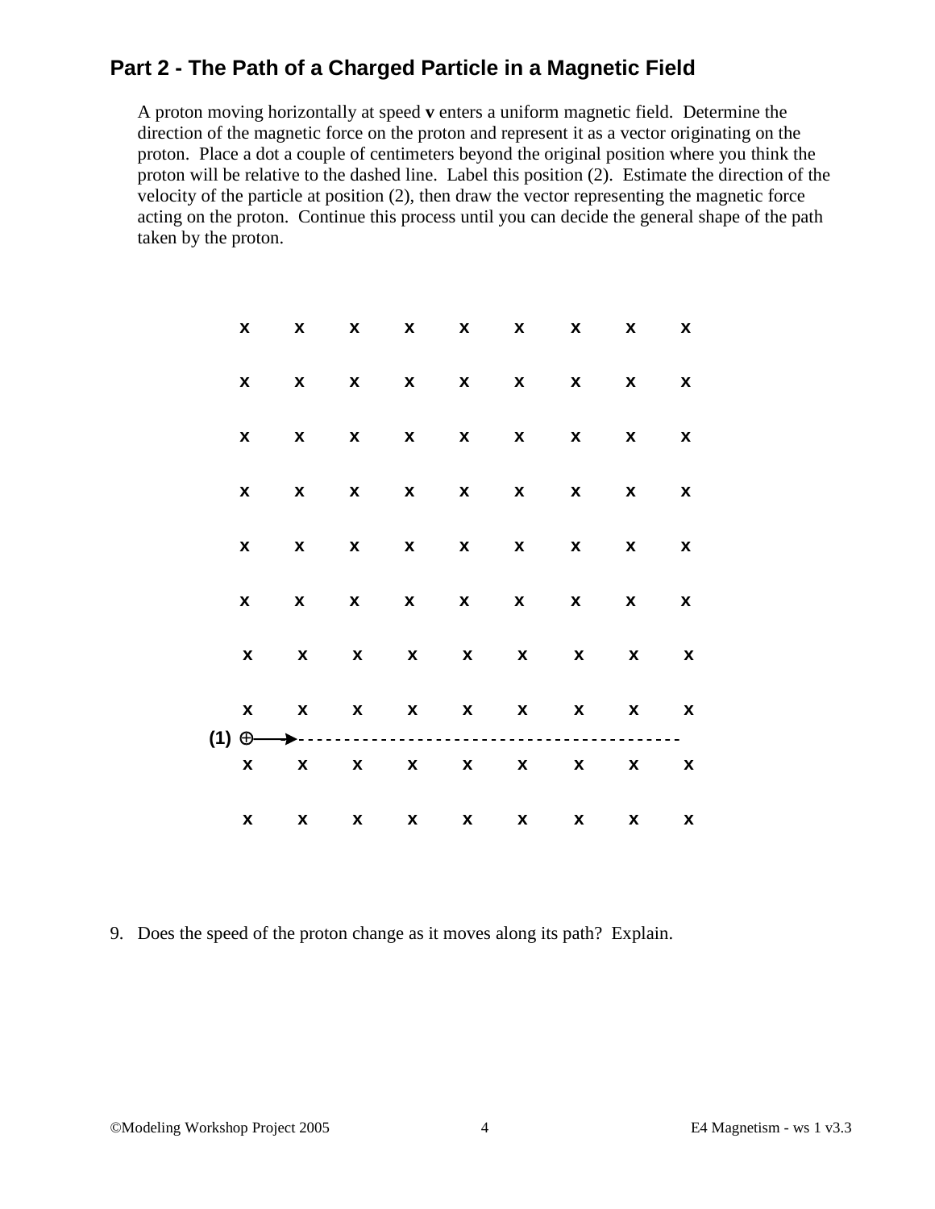## Part 2 - The Path of a Charged Particle in a Magnetic Field

A proton moving horizontally at speed **v** enters a uniform magnetic field. Determine the direction of the magnetic force on the proton and represent it as a vector originating on the proton. Place a dot a couple of centimeters beyond the original position where you think the proton will be relative to the dashed line. Label this position (2). Estimate the direction of the velocity of the particle at position (2), then draw the vector representing the magnetic force acting on the proton. Continue this process until you can decide the general shape of the path taken by the proton.

```
x   x   x   x   x   x   x   x   x

x   x   x   x   x   x   x   x   x

x   x   x   x   x   x   x   x   x

x   x   x   x   x   x   x   x   x

x   x   x   x   x   x   x   x   x

x   x   x   x   x   x   x   x   x

x   x   x   x   x   x   x   x   x

x   x   x   x   x   x   x   x   x
(1) ⊕——→- - - - - - - - - - - - - - - - - - - - - - - - -
x   x   x   x   x   x   x   x   x

x   x   x   x   x   x   x   x   x
```

9. Does the speed of the proton change as it moves along its path? Explain.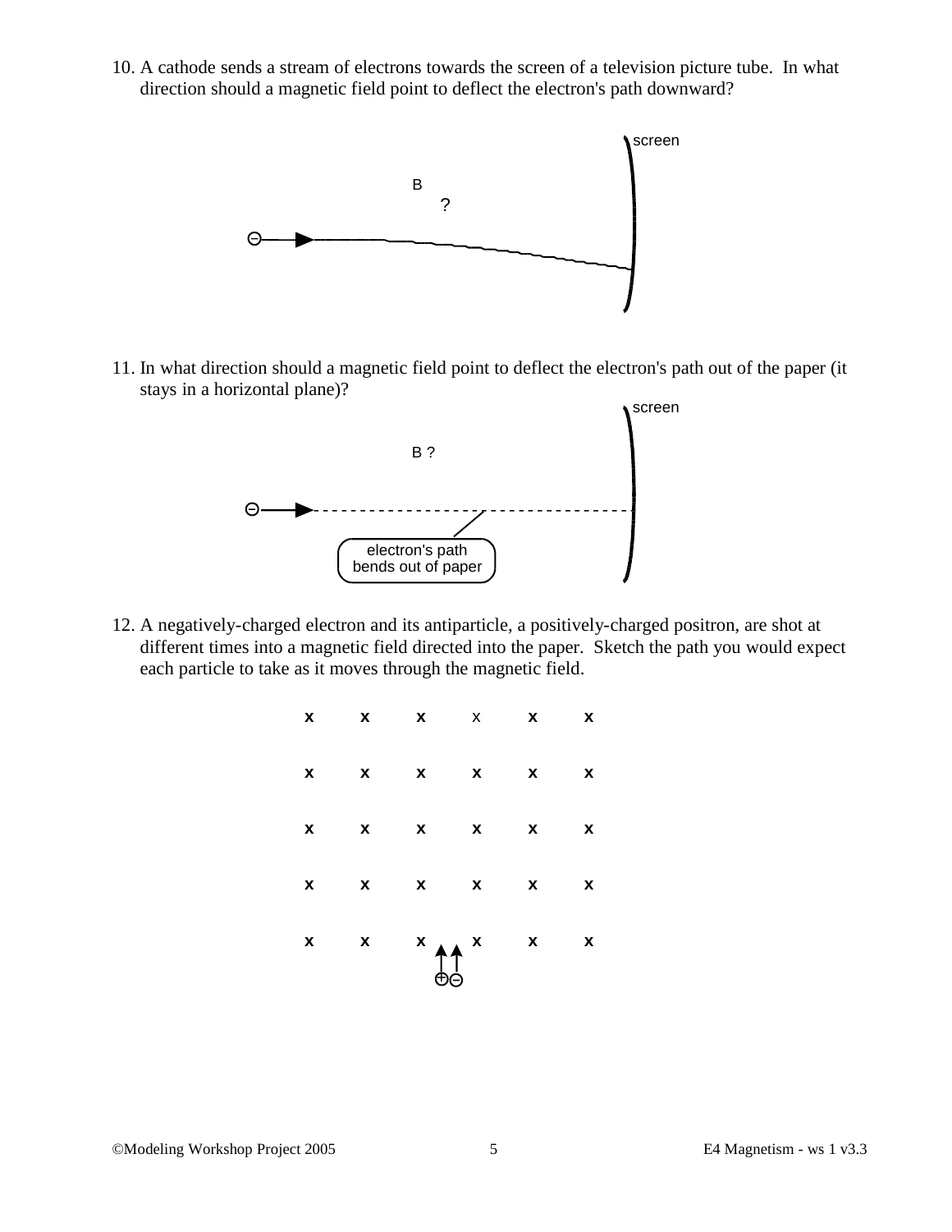10. A cathode sends a stream of electrons towards the screen of a television picture tube. In what direction should a magnetic field point to deflect the electron's path downward?

screen

B ?

11. In what direction should a magnetic field point to deflect the electron's path out of the paper (it stays in a horizontal plane)?

screen

B ?

electron's path bends out of paper

12. A negatively-charged electron and its antiparticle, a positively-charged positron, are shot at different times into a magnetic field directed into the paper. Sketch the path you would expect each particle to take as it moves through the magnetic field.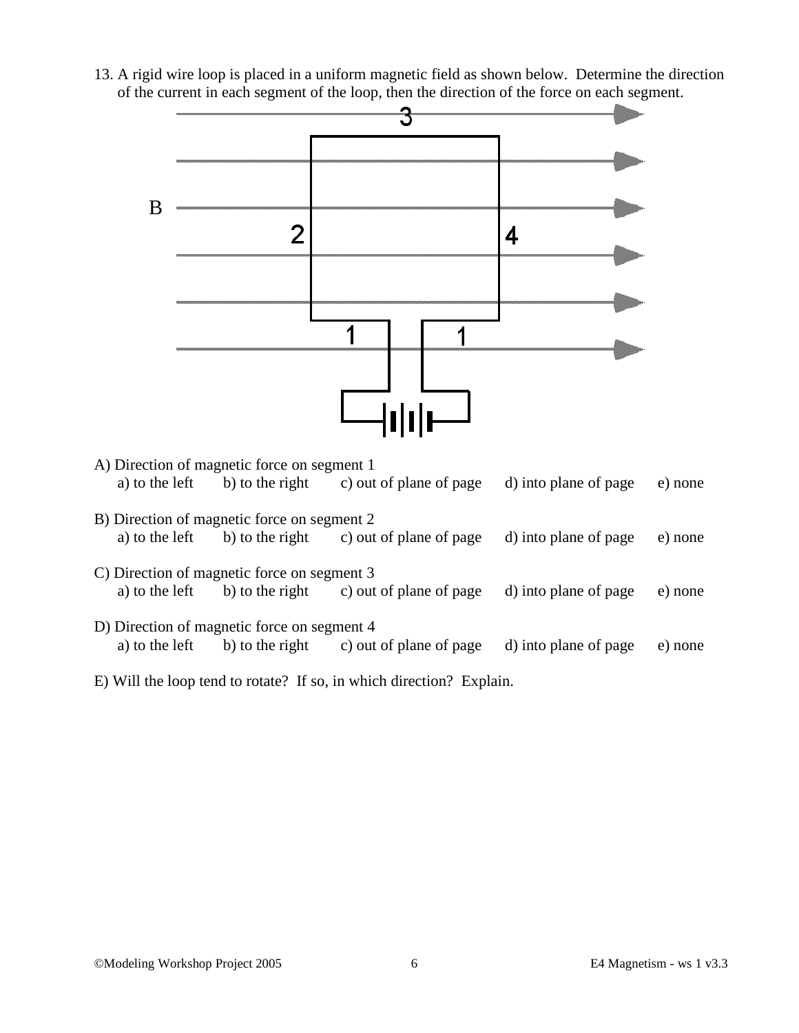13. A rigid wire loop is placed in a uniform magnetic field as shown below. Determine the direction of the current in each segment of the loop, then the direction of the force on each segment.

A) Direction of magnetic force on segment 1
   a) to the left b) to the right c) out of plane of page d) into plane of page e) none

B) Direction of magnetic force on segment 2
   a) to the left b) to the right c) out of plane of page d) into plane of page e) none

C) Direction of magnetic force on segment 3
   a) to the left b) to the right c) out of plane of page d) into plane of page e) none

D) Direction of magnetic force on segment 4
   a) to the left b) to the right c) out of plane of page d) into plane of page e) none

E) Will the loop tend to rotate? If so, in which direction? Explain.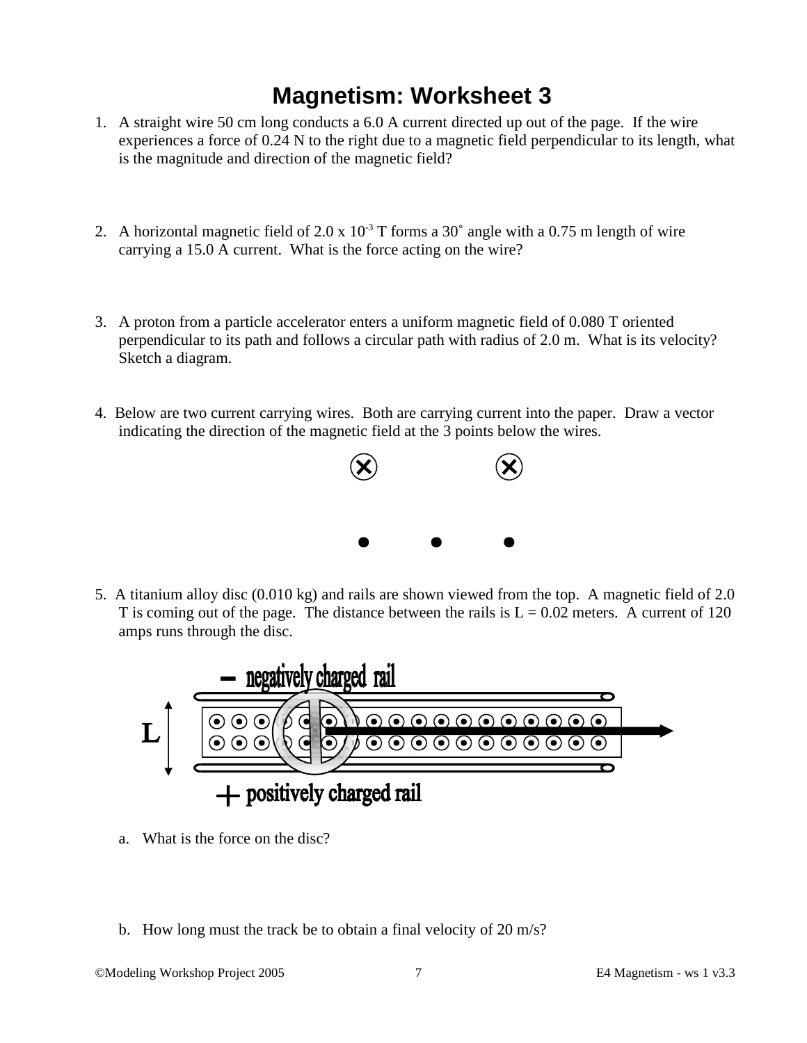# Magnetism: Worksheet 3

1. A straight wire 50 cm long conducts a 6.0 A current directed up out of the page. If the wire experiences a force of 0.24 N to the right due to a magnetic field perpendicular to its length, what is the magnitude and direction of the magnetic field?

2. A horizontal magnetic field of $2.0 \times 10^{-3}$ T forms a 30˚ angle with a 0.75 m length of wire carrying a 15.0 A current. What is the force acting on the wire?

3. A proton from a particle accelerator enters a uniform magnetic field of 0.080 T oriented perpendicular to its path and follows a circular path with radius of 2.0 m. What is its velocity? Sketch a diagram.

4. Below are two current carrying wires. Both are carrying current into the paper. Draw a vector indicating the direction of the magnetic field at the 3 points below the wires.

5. A titanium alloy disc (0.010 kg) and rails are shown viewed from the top. A magnetic field of 2.0 T is coming out of the page. The distance between the rails is L = 0.02 meters. A current of 120 amps runs through the disc.

– negatively charged rail

L

+ positively charged rail

   a. What is the force on the disc?

   b. How long must the track be to obtain a final velocity of 20 m/s?